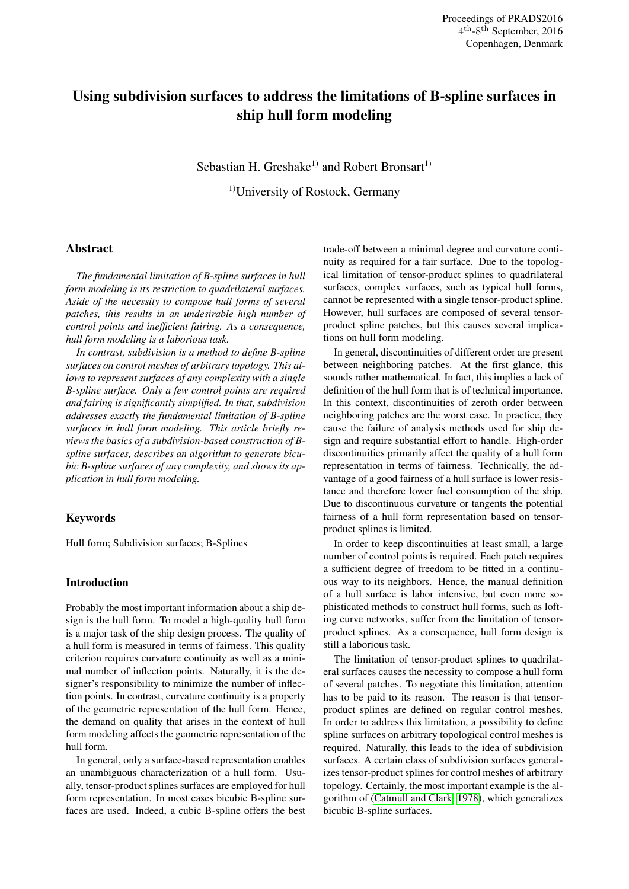# Using subdivision surfaces to address the limitations of B-spline surfaces in ship hull form modeling

Sebastian H. Greshake[1] and Robert Bronsart[1]

[1]University of Rostock, Germany

## Abstract

*The fundamental limitation of B-spline surfaces in hull form modeling is its restriction to quadrilateral surfaces. Aside of the necessity to compose hull forms of several patches, this results in an undesirable high number of control points and inefficient fairing. As a consequence, hull form modeling is a laborious task.*

*In contrast, subdivision is a method to define B-spline surfaces on control meshes of arbitrary topology. This allows to represent surfaces of any complexity with a single B-spline surface. Only a few control points are required and fairing is significantly simplified. In that, subdivision addresses exactly the fundamental limitation of B-spline surfaces in hull form modeling. This article briefly reviews the basics of a subdivision-based construction of B-spline surfaces, describes an algorithm to generate bicubic B-spline surfaces of any complexity, and shows its application in hull form modeling.*

## Keywords

Hull form; Subdivision surfaces; B-Splines

## Introduction

Probably the most important information about a ship design is the hull form. To model a high-quality hull form is a major task of the ship design process. The quality of a hull form is measured in terms of fairness. This quality criterion requires curvature continuity as well as a minimal number of inflection points. Naturally, it is the designer's responsibility to minimize the number of inflection points. In contrast, curvature continuity is a property of the geometric representation of the hull form. Hence, the demand on quality that arises in the context of hull form modeling affects the geometric representation of the hull form.

In general, only a surface-based representation enables an unambiguous characterization of a hull form. Usually, tensor-product splines surfaces are employed for hull form representation. In most cases bicubic B-spline surfaces are used. Indeed, a cubic B-spline offers the best trade-off between a minimal degree and curvature continuity as required for a fair surface. Due to the topological limitation of tensor-product splines to quadrilateral surfaces, complex surfaces, such as typical hull forms, cannot be represented with a single tensor-product spline. However, hull surfaces are composed of several tensor-product spline patches, but this causes several implications on hull form modeling.

In general, discontinuities of different order are present between neighboring patches. At the first glance, this sounds rather mathematical. In fact, this implies a lack of definition of the hull form that is of technical importance. In this context, discontinuities of zeroth order between neighboring patches are the worst case. In practice, they cause the failure of analysis methods used for ship design and require substantial effort to handle. High-order discontinuities primarily affect the quality of a hull form representation in terms of fairness. Technically, the advantage of a good fairness of a hull surface is lower resistance and therefore lower fuel consumption of the ship. Due to discontinuous curvature or tangents the potential fairness of a hull form representation based on tensor-product splines is limited.

In order to keep discontinuities at least small, a large number of control points is required. Each patch requires a sufficient degree of freedom to be fitted in a continuous way to its neighbors. Hence, the manual definition of a hull surface is labor intensive, but even more sophisticated methods to construct hull forms, such as lofting curve networks, suffer from the limitation of tensor-product splines. As a consequence, hull form design is still a laborious task.

The limitation of tensor-product splines to quadrilateral surfaces causes the necessity to compose a hull form of several patches. To negotiate this limitation, attention has to be paid to its reason. The reason is that tensor-product splines are defined on regular control meshes. In order to address this limitation, a possibility to define spline surfaces on arbitrary topological control meshes is required. Naturally, this leads to the idea of subdivision surfaces. A certain class of subdivision surfaces generalizes tensor-product splines for control meshes of arbitrary topology. Certainly, the most important example is the algorithm of (Catmull and Clark, 1978), which generalizes bicubic B-spline surfaces.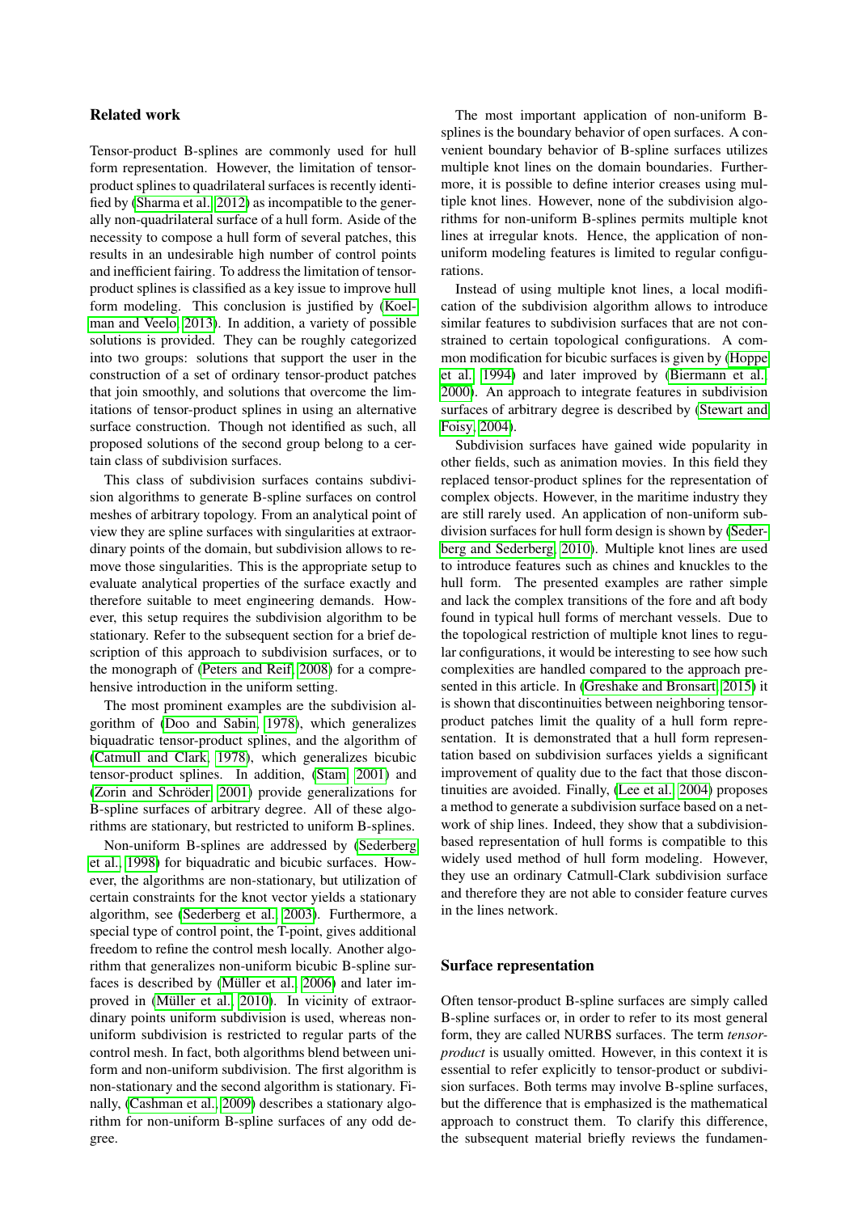## Related work

Tensor-product B-splines are commonly used for hull form representation. However, the limitation of tensor-product splines to quadrilateral surfaces is recently identified by (Sharma et al., 2012) as incompatible to the generally non-quadrilateral surface of a hull form. Aside of the necessity to compose a hull form of several patches, this results in an undesirable high number of control points and inefficient fairing. To address the limitation of tensor-product splines is classified as a key issue to improve hull form modeling. This conclusion is justified by (Koelman and Veelo, 2013). In addition, a variety of possible solutions is provided. They can be roughly categorized into two groups: solutions that support the user in the construction of a set of ordinary tensor-product patches that join smoothly, and solutions that overcome the limitations of tensor-product splines in using an alternative surface construction. Though not identified as such, all proposed solutions of the second group belong to a certain class of subdivision surfaces.

This class of subdivision surfaces contains subdivision algorithms to generate B-spline surfaces on control meshes of arbitrary topology. From an analytical point of view they are spline surfaces with singularities at extraordinary points of the domain, but subdivision allows to remove those singularities. This is the appropriate setup to evaluate analytical properties of the surface exactly and therefore suitable to meet engineering demands. However, this setup requires the subdivision algorithm to be stationary. Refer to the subsequent section for a brief description of this approach to subdivision surfaces, or to the monograph of (Peters and Reif, 2008) for a comprehensive introduction in the uniform setting.

The most prominent examples are the subdivision algorithm of (Doo and Sabin, 1978), which generalizes biquadratic tensor-product splines, and the algorithm of (Catmull and Clark, 1978), which generalizes bicubic tensor-product splines. In addition, (Stam, 2001) and (Zorin and Schröder, 2001) provide generalizations for B-spline surfaces of arbitrary degree. All of these algorithms are stationary, but restricted to uniform B-splines.

Non-uniform B-splines are addressed by (Sederberg et al., 1998) for biquadratic and bicubic surfaces. However, the algorithms are non-stationary, but utilization of certain constraints for the knot vector yields a stationary algorithm, see (Sederberg et al., 2003). Furthermore, a special type of control point, the T-point, gives additional freedom to refine the control mesh locally. Another algorithm that generalizes non-uniform bicubic B-spline surfaces is described by (Müller et al., 2006) and later improved in (Müller et al., 2010). In vicinity of extraordinary points uniform subdivision is used, whereas non-uniform subdivision is restricted to regular parts of the control mesh. In fact, both algorithms blend between uniform and non-uniform subdivision. The first algorithm is non-stationary and the second algorithm is stationary. Finally, (Cashman et al., 2009) describes a stationary algorithm for non-uniform B-spline surfaces of any odd degree.

The most important application of non-uniform B-splines is the boundary behavior of open surfaces. A convenient boundary behavior of B-spline surfaces utilizes multiple knot lines on the domain boundaries. Furthermore, it is possible to define interior creases using multiple knot lines. However, none of the subdivision algorithms for non-uniform B-splines permits multiple knot lines at irregular knots. Hence, the application of non-uniform modeling features is limited to regular configurations.

Instead of using multiple knot lines, a local modification of the subdivision algorithm allows to introduce similar features to subdivision surfaces that are not constrained to certain topological configurations. A common modification for bicubic surfaces is given by (Hoppe et al., 1994) and later improved by (Biermann et al., 2000). An approach to integrate features in subdivision surfaces of arbitrary degree is described by (Stewart and Foisy, 2004).

Subdivision surfaces have gained wide popularity in other fields, such as animation movies. In this field they replaced tensor-product splines for the representation of complex objects. However, in the maritime industry they are still rarely used. An application of non-uniform subdivision surfaces for hull form design is shown by (Sederberg and Sederberg, 2010). Multiple knot lines are used to introduce features such as chines and knuckles to the hull form. The presented examples are rather simple and lack the complex transitions of the fore and aft body found in typical hull forms of merchant vessels. Due to the topological restriction of multiple knot lines to regular configurations, it would be interesting to see how such complexities are handled compared to the approach presented in this article. In (Greshake and Bronsart, 2015) it is shown that discontinuities between neighboring tensor-product patches limit the quality of a hull form representation. It is demonstrated that a hull form representation based on subdivision surfaces yields a significant improvement of quality due to the fact that those discontinuities are avoided. Finally, (Lee et al., 2004) proposes a method to generate a subdivision surface based on a network of ship lines. Indeed, they show that a subdivision-based representation of hull forms is compatible to this widely used method of hull form modeling. However, they use an ordinary Catmull-Clark subdivision surface and therefore they are not able to consider feature curves in the lines network.

## Surface representation

Often tensor-product B-spline surfaces are simply called B-spline surfaces or, in order to refer to its most general form, they are called NURBS surfaces. The term *tensor-product* is usually omitted. However, in this context it is essential to refer explicitly to tensor-product or subdivision surfaces. Both terms may involve B-spline surfaces, but the difference that is emphasized is the mathematical approach to construct them. To clarify this difference, the subsequent material briefly reviews the fundamen-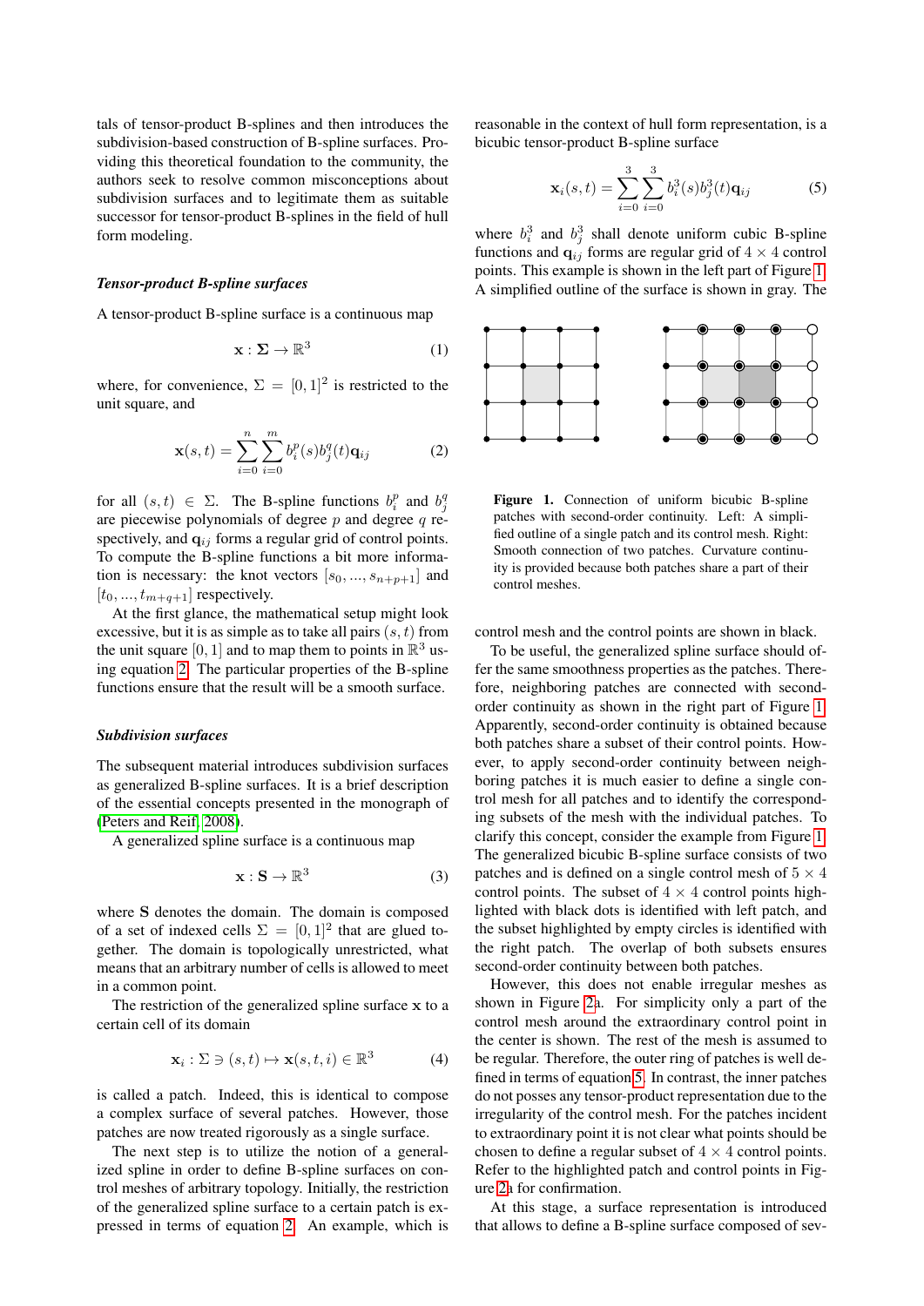tals of tensor-product B-splines and then introduces the subdivision-based construction of B-spline surfaces. Providing this theoretical foundation to the community, the authors seek to resolve common misconceptions about subdivision surfaces and to legitimate them as suitable successor for tensor-product B-splines in the field of hull form modeling.

### *Tensor-product B-spline surfaces*

A tensor-product B-spline surface is a continuous map

$$\mathbf{x} : \boldsymbol{\Sigma} \to \mathbb{R}^3 \tag{1}$$

where, for convenience, $\Sigma = [0,1]^2$ is restricted to the unit square, and

$$\mathbf{x}(s,t) = \sum_{i=0}^{n} \sum_{i=0}^{m} b_i^p(s) b_j^q(t) \mathbf{q}_{ij} \tag{2}$$

for all $(s,t) \in \Sigma$. The B-spline functions $b_i^p$ and $b_j^q$ are piecewise polynomials of degree $p$ and degree $q$ respectively, and $\mathbf{q}_{ij}$ forms a regular grid of control points. To compute the B-spline functions a bit more information is necessary: the knot vectors $[s_0, ..., s_{n+p+1}]$ and $[t_0, ..., t_{m+q+1}]$ respectively.

At the first glance, the mathematical setup might look excessive, but it is as simple as to take all pairs $(s,t)$ from the unit square $[0,1]$ and to map them to points in $\mathbb{R}^3$ using equation 2. The particular properties of the B-spline functions ensure that the result will be a smooth surface.

### *Subdivision surfaces*

The subsequent material introduces subdivision surfaces as generalized B-spline surfaces. It is a brief description of the essential concepts presented in the monograph of (Peters and Reif, 2008).

A generalized spline surface is a continuous map

$$\mathbf{x} : \mathbf{S} \to \mathbb{R}^3 \tag{3}$$

where $\mathbf{S}$ denotes the domain. The domain is composed of a set of indexed cells $\Sigma = [0,1]^2$ that are glued together. The domain is topologically unrestricted, what means that an arbitrary number of cells is allowed to meet in a common point.

The restriction of the generalized spline surface $\mathbf{x}$ to a certain cell of its domain

$$\mathbf{x}_i : \Sigma \ni (s,t) \mapsto \mathbf{x}(s,t,i) \in \mathbb{R}^3 \tag{4}$$

is called a patch. Indeed, this is identical to compose a complex surface of several patches. However, those patches are now treated rigorously as a single surface.

The next step is to utilize the notion of a generalized spline in order to define B-spline surfaces on control meshes of arbitrary topology. Initially, the restriction of the generalized spline surface to a certain patch is expressed in terms of equation 2. An example, which is reasonable in the context of hull form representation, is a bicubic tensor-product B-spline surface

$$\mathbf{x}_i(s,t) = \sum_{i=0}^{3} \sum_{i=0}^{3} b_i^3(s) b_j^3(t) \mathbf{q}_{ij} \tag{5}$$

where $b_i^3$ and $b_j^3$ shall denote uniform cubic B-spline functions and $\mathbf{q}_{ij}$ forms are regular grid of $4 \times 4$ control points. This example is shown in the left part of Figure 1. A simplified outline of the surface is shown in gray. The control mesh and the control points are shown in black.

**Figure 1.** Connection of uniform bicubic B-spline patches with second-order continuity. Left: A simplified outline of a single patch and its control mesh. Right: Smooth connection of two patches. Curvature continuity is provided because both patches share a part of their control meshes.

To be useful, the generalized spline surface should offer the same smoothness properties as the patches. Therefore, neighboring patches are connected with second-order continuity as shown in the right part of Figure 1. Apparently, second-order continuity is obtained because both patches share a subset of their control points. However, to apply second-order continuity between neighboring patches it is much easier to define a single control mesh for all patches and to identify the corresponding subsets of the mesh with the individual patches. To clarify this concept, consider the example from Figure 1. The generalized bicubic B-spline surface consists of two patches and is defined on a single control mesh of $5 \times 4$ control points. The subset of $4 \times 4$ control points highlighted with black dots is identified with left patch, and the subset highlighted by empty circles is identified with the right patch. The overlap of both subsets ensures second-order continuity between both patches.

However, this does not enable irregular meshes as shown in Figure 2a. For simplicity only a part of the control mesh around the extraordinary control point in the center is shown. The rest of the mesh is assumed to be regular. Therefore, the outer ring of patches is well defined in terms of equation 5. In contrast, the inner patches do not posses any tensor-product representation due to the irregularity of the control mesh. For the patches incident to extraordinary point it is not clear what points should be chosen to define a regular subset of $4 \times 4$ control points. Refer to the highlighted patch and control points in Figure 2a for confirmation.

At this stage, a surface representation is introduced that allows to define a B-spline surface composed of sev-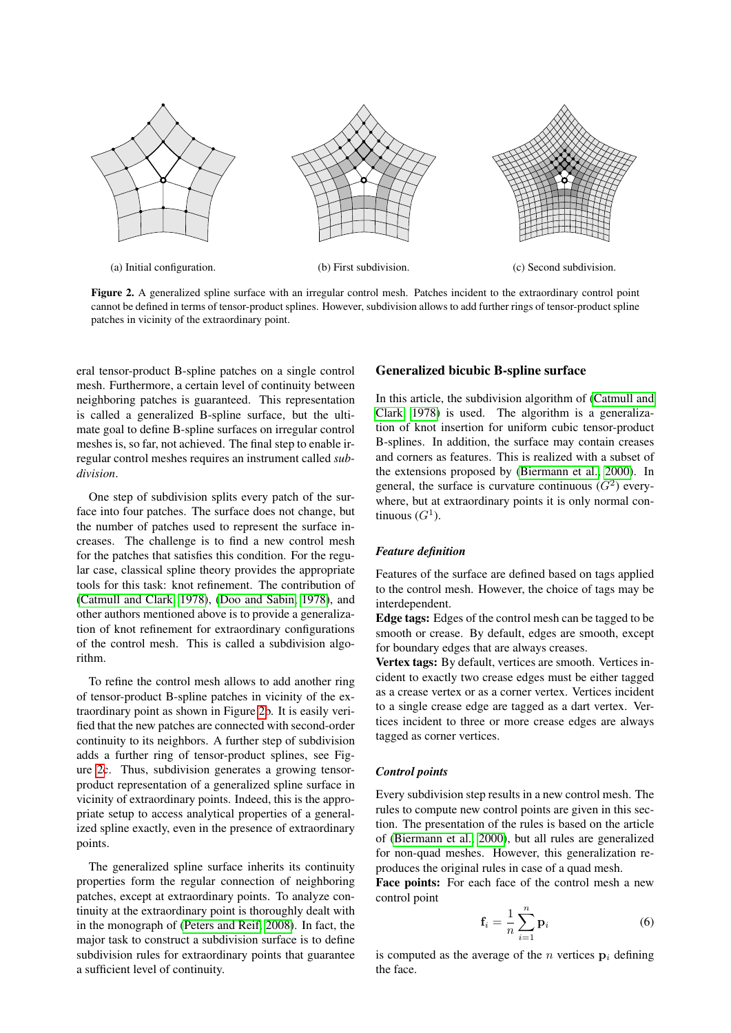(a) Initial configuration.

(b) First subdivision.

(c) Second subdivision.

**Figure 2.** A generalized spline surface with an irregular control mesh. Patches incident to the extraordinary control point cannot be defined in terms of tensor-product splines. However, subdivision allows to add further rings of tensor-product spline patches in vicinity of the extraordinary point.

eral tensor-product B-spline patches on a single control mesh. Furthermore, a certain level of continuity between neighboring patches is guaranteed. This representation is called a generalized B-spline surface, but the ultimate goal to define B-spline surfaces on irregular control meshes is, so far, not achieved. The final step to enable irregular control meshes requires an instrument called *subdivision*.

One step of subdivision splits every patch of the surface into four patches. The surface does not change, but the number of patches used to represent the surface increases. The challenge is to find a new control mesh for the patches that satisfies this condition. For the regular case, classical spline theory provides the appropriate tools for this task: knot refinement. The contribution of (Catmull and Clark, 1978), (Doo and Sabin, 1978), and other authors mentioned above is to provide a generalization of knot refinement for extraordinary configurations of the control mesh. This is called a subdivision algorithm.

To refine the control mesh allows to add another ring of tensor-product B-spline patches in vicinity of the extraordinary point as shown in Figure 2b. It is easily verified that the new patches are connected with second-order continuity to its neighbors. A further step of subdivision adds a further ring of tensor-product splines, see Figure 2c. Thus, subdivision generates a growing tensor-product representation of a generalized spline surface in vicinity of extraordinary points. Indeed, this is the appropriate setup to access analytical properties of a generalized spline exactly, even in the presence of extraordinary points.

The generalized spline surface inherits its continuity properties form the regular connection of neighboring patches, except at extraordinary points. To analyze continuity at the extraordinary point is thoroughly dealt with in the monograph of (Peters and Reif, 2008). In fact, the major task to construct a subdivision surface is to define subdivision rules for extraordinary points that guarantee a sufficient level of continuity.

## Generalized bicubic B-spline surface

In this article, the subdivision algorithm of (Catmull and Clark, 1978) is used. The algorithm is a generalization of knot insertion for uniform cubic tensor-product B-splines. In addition, the surface may contain creases and corners as features. This is realized with a subset of the extensions proposed by (Biermann et al., 2000). In general, the surface is curvature continuous ($G^2$) everywhere, but at extraordinary points it is only normal continuous ($G^1$).

### *Feature definition*

Features of the surface are defined based on tags applied to the control mesh. However, the choice of tags may be interdependent.

**Edge tags:** Edges of the control mesh can be tagged to be smooth or crease. By default, edges are smooth, except for boundary edges that are always creases.

**Vertex tags:** By default, vertices are smooth. Vertices incident to exactly two crease edges must be either tagged as a crease vertex or as a corner vertex. Vertices incident to a single crease edge are tagged as a dart vertex. Vertices incident to three or more crease edges are always tagged as corner vertices.

### *Control points*

Every subdivision step results in a new control mesh. The rules to compute new control points are given in this section. The presentation of the rules is based on the article of (Biermann et al., 2000), but all rules are generalized for non-quad meshes. However, this generalization reproduces the original rules in case of a quad mesh.

**Face points:** For each face of the control mesh a new control point

$$\mathbf{f}_i = \frac{1}{n}\sum_{i=1}^{n}\mathbf{p}_i \tag{6}$$

is computed as the average of the $n$ vertices $\mathbf{p}_i$ defining the face.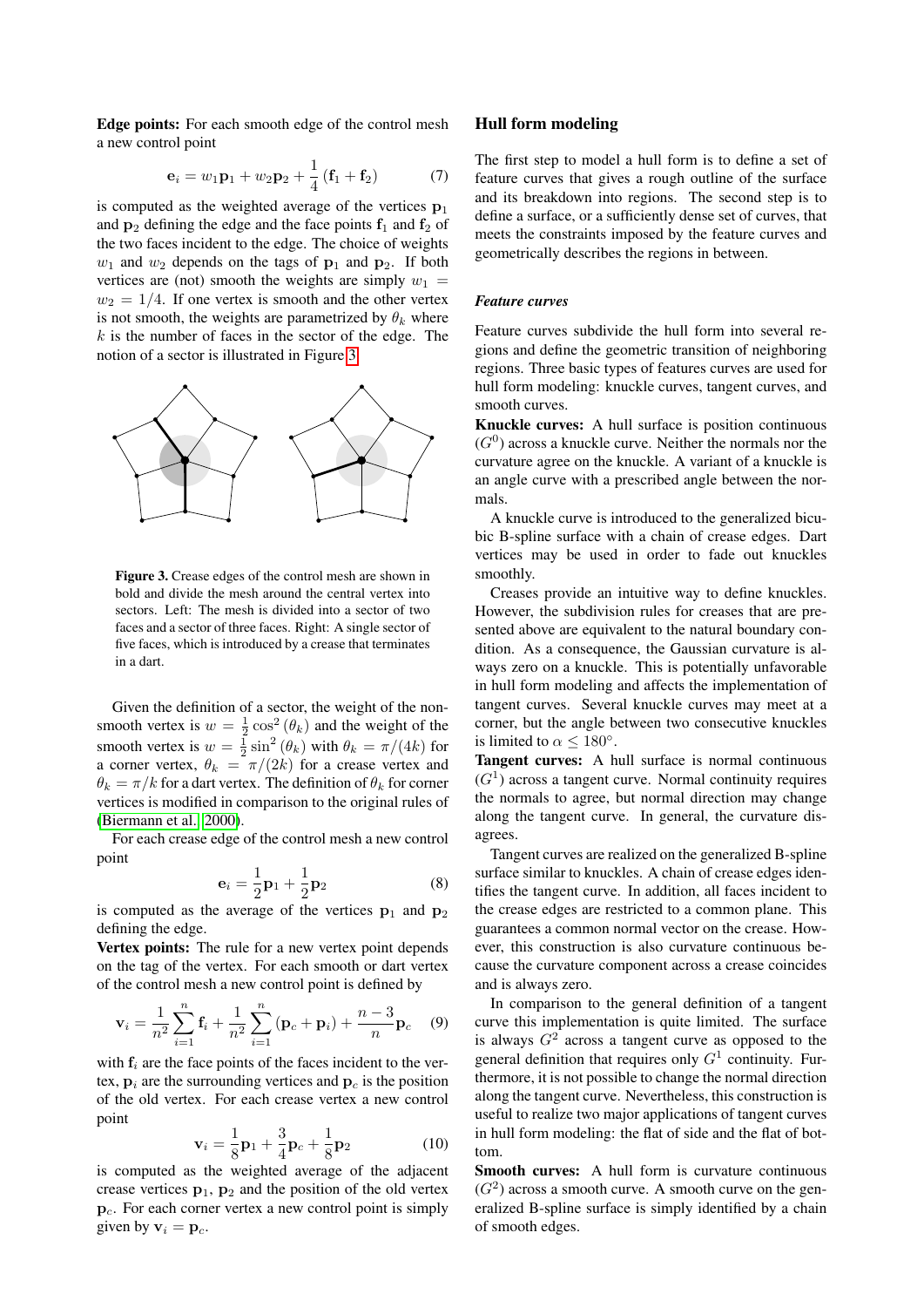**Edge points:** For each smooth edge of the control mesh a new control point

$$\mathbf{e}_i = w_1\mathbf{p}_1 + w_2\mathbf{p}_2 + \frac{1}{4}\left(\mathbf{f}_1 + \mathbf{f}_2\right) \tag{7}$$

is computed as the weighted average of the vertices $\mathbf{p}_1$ and $\mathbf{p}_2$ defining the edge and the face points $\mathbf{f}_1$ and $\mathbf{f}_2$ of the two faces incident to the edge. The choice of weights $w_1$ and $w_2$ depends on the tags of $\mathbf{p}_1$ and $\mathbf{p}_2$. If both vertices are (not) smooth the weights are simply $w_1 = w_2 = 1/4$. If one vertex is smooth and the other vertex is not smooth, the weights are parametrized by $\theta_k$ where $k$ is the number of faces in the sector of the edge. The notion of a sector is illustrated in Figure 3.

Figure 3. Crease edges of the control mesh are shown in bold and divide the mesh around the central vertex into sectors. Left: The mesh is divided into a sector of two faces and a sector of three faces. Right: A single sector of five faces, which is introduced by a crease that terminates in a dart.

Given the definition of a sector, the weight of the non-smooth vertex is $w = \frac{1}{2}\cos^2(\theta_k)$ and the weight of the smooth vertex is $w = \frac{1}{2}\sin^2(\theta_k)$ with $\theta_k = \pi/(4k)$ for a corner vertex, $\theta_k = \pi/(2k)$ for a crease vertex and $\theta_k = \pi/k$ for a dart vertex. The definition of $\theta_k$ for corner vertices is modified in comparison to the original rules of (Biermann et al. 2000).

For each crease edge of the control mesh a new control point

$$\mathbf{e}_i = \frac{1}{2}\mathbf{p}_1 + \frac{1}{2}\mathbf{p}_2 \tag{8}$$

is computed as the average of the vertices $\mathbf{p}_1$ and $\mathbf{p}_2$ defining the edge.

**Vertex points:** The rule for a new vertex point depends on the tag of the vertex. For each smooth or dart vertex of the control mesh a new control point is defined by

$$\mathbf{v}_i = \frac{1}{n^2}\sum_{i=1}^{n}\mathbf{f}_i + \frac{1}{n^2}\sum_{i=1}^{n}\left(\mathbf{p}_c + \mathbf{p}_i\right) + \frac{n-3}{n}\mathbf{p}_c \tag{9}$$

with $\mathbf{f}_i$ are the face points of the faces incident to the vertex, $\mathbf{p}_i$ are the surrounding vertices and $\mathbf{p}_c$ is the position of the old vertex. For each crease vertex a new control point

$$\mathbf{v}_i = \frac{1}{8}\mathbf{p}_1 + \frac{3}{4}\mathbf{p}_c + \frac{1}{8}\mathbf{p}_2 \tag{10}$$

is computed as the weighted average of the adjacent crease vertices $\mathbf{p}_1$, $\mathbf{p}_2$ and the position of the old vertex $\mathbf{p}_c$. For each corner vertex a new control point is simply given by $\mathbf{v}_i = \mathbf{p}_c$.

## Hull form modeling

The first step to model a hull form is to define a set of feature curves that gives a rough outline of the surface and its breakdown into regions. The second step is to define a surface, or a sufficiently dense set of curves, that meets the constraints imposed by the feature curves and geometrically describes the regions in between.

### *Feature curves*

Feature curves subdivide the hull form into several regions and define the geometric transition of neighboring regions. Three basic types of features curves are used for hull form modeling: knuckle curves, tangent curves, and smooth curves.

**Knuckle curves:** A hull surface is position continuous ($G^0$) across a knuckle curve. Neither the normals nor the curvature agree on the knuckle. A variant of a knuckle is an angle curve with a prescribed angle between the normals.

A knuckle curve is introduced to the generalized bicubic B-spline surface with a chain of crease edges. Dart vertices may be used in order to fade out knuckles smoothly.

Creases provide an intuitive way to define knuckles. However, the subdivision rules for creases that are presented above are equivalent to the natural boundary condition. As a consequence, the Gaussian curvature is always zero on a knuckle. This is potentially unfavorable in hull form modeling and affects the implementation of tangent curves. Several knuckle curves may meet at a corner, but the angle between two consecutive knuckles is limited to $\alpha \leq 180°$.

**Tangent curves:** A hull surface is normal continuous ($G^1$) across a tangent curve. Normal continuity requires the normals to agree, but normal direction may change along the tangent curve. In general, the curvature disagrees.

Tangent curves are realized on the generalized B-spline surface similar to knuckles. A chain of crease edges identifies the tangent curve. In addition, all faces incident to the crease edges are restricted to a common plane. This guarantees a common normal vector on the crease. However, this construction is also curvature continuous because the curvature component across a crease coincides and is always zero.

In comparison to the general definition of a tangent curve this implementation is quite limited. The surface is always $G^2$ across a tangent curve as opposed to the general definition that requires only $G^1$ continuity. Furthermore, it is not possible to change the normal direction along the tangent curve. Nevertheless, this construction is useful to realize two major applications of tangent curves in hull form modeling: the flat of side and the flat of bottom.

**Smooth curves:** A hull form is curvature continuous ($G^2$) across a smooth curve. A smooth curve on the generalized B-spline surface is simply identified by a chain of smooth edges.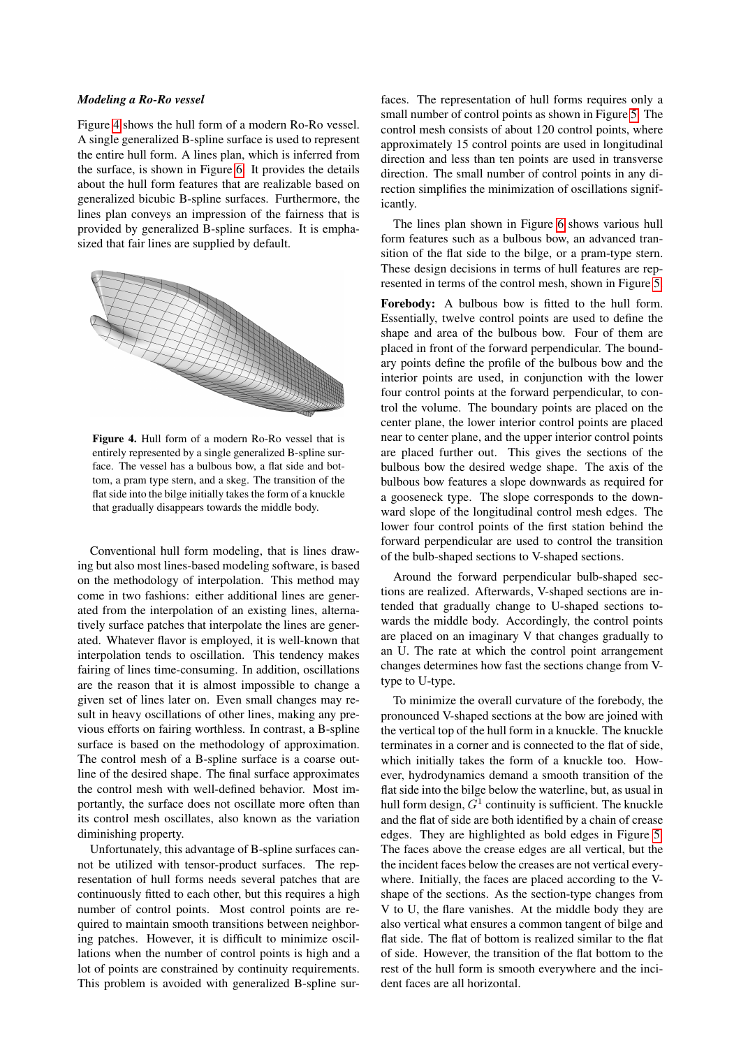### *Modeling a Ro-Ro vessel*

Figure 4 shows the hull form of a modern Ro-Ro vessel. A single generalized B-spline surface is used to represent the entire hull form. A lines plan, which is inferred from the surface, is shown in Figure 6. It provides the details about the hull form features that are realizable based on generalized bicubic B-spline surfaces. Furthermore, the lines plan conveys an impression of the fairness that is provided by generalized B-spline surfaces. It is emphasized that fair lines are supplied by default.

**Figure 4.** Hull form of a modern Ro-Ro vessel that is entirely represented by a single generalized B-spline surface. The vessel has a bulbous bow, a flat side and bottom, a pram type stern, and a skeg. The transition of the flat side into the bilge initially takes the form of a knuckle that gradually disappears towards the middle body.

Conventional hull form modeling, that is lines drawing but also most lines-based modeling software, is based on the methodology of interpolation. This method may come in two fashions: either additional lines are generated from the interpolation of an existing lines, alternatively surface patches that interpolate the lines are generated. Whatever flavor is employed, it is well-known that interpolation tends to oscillation. This tendency makes fairing of lines time-consuming. In addition, oscillations are the reason that it is almost impossible to change a given set of lines later on. Even small changes may result in heavy oscillations of other lines, making any previous efforts on fairing worthless. In contrast, a B-spline surface is based on the methodology of approximation. The control mesh of a B-spline surface is a coarse outline of the desired shape. The final surface approximates the control mesh with well-defined behavior. Most importantly, the surface does not oscillate more often than its control mesh oscillates, also known as the variation diminishing property.

Unfortunately, this advantage of B-spline surfaces cannot be utilized with tensor-product surfaces. The representation of hull forms needs several patches that are continuously fitted to each other, but this requires a high number of control points. Most control points are required to maintain smooth transitions between neighboring patches. However, it is difficult to minimize oscillations when the number of control points is high and a lot of points are constrained by continuity requirements. This problem is avoided with generalized B-spline surfaces. The representation of hull forms requires only a small number of control points as shown in Figure 5. The control mesh consists of about 120 control points, where approximately 15 control points are used in longitudinal direction and less than ten points are used in transverse direction. The small number of control points in any direction simplifies the minimization of oscillations significantly.

The lines plan shown in Figure 6 shows various hull form features such as a bulbous bow, an advanced transition of the flat side to the bilge, or a pram-type stern. These design decisions in terms of hull features are represented in terms of the control mesh, shown in Figure 5.

**Forebody:** A bulbous bow is fitted to the hull form. Essentially, twelve control points are used to define the shape and area of the bulbous bow. Four of them are placed in front of the forward perpendicular. The boundary points define the profile of the bulbous bow and the interior points are used, in conjunction with the lower four control points at the forward perpendicular, to control the volume. The boundary points are placed on the center plane, the lower interior control points are placed near to center plane, and the upper interior control points are placed further out. This gives the sections of the bulbous bow the desired wedge shape. The axis of the bulbous bow features a slope downwards as required for a gooseneck type. The slope corresponds to the downward slope of the longitudinal control mesh edges. The lower four control points of the first station behind the forward perpendicular are used to control the transition of the bulb-shaped sections to V-shaped sections.

Around the forward perpendicular bulb-shaped sections are realized. Afterwards, V-shaped sections are intended that gradually change to U-shaped sections towards the middle body. Accordingly, the control points are placed on an imaginary V that changes gradually to an U. The rate at which the control point arrangement changes determines how fast the sections change from V-type to U-type.

To minimize the overall curvature of the forebody, the pronounced V-shaped sections at the bow are joined with the vertical top of the hull form in a knuckle. The knuckle terminates in a corner and is connected to the flat of side, which initially takes the form of a knuckle too. However, hydrodynamics demand a smooth transition of the flat side into the bilge below the waterline, but, as usual in hull form design, $G^1$ continuity is sufficient. The knuckle and the flat of side are both identified by a chain of crease edges. They are highlighted as bold edges in Figure 5. The faces above the crease edges are all vertical, but the the incident faces below the creases are not vertical everywhere. Initially, the faces are placed according to the V-shape of the sections. As the section-type changes from V to U, the flare vanishes. At the middle body they are also vertical what ensures a common tangent of bilge and flat side. The flat of bottom is realized similar to the flat of side. However, the transition of the flat bottom to the rest of the hull form is smooth everywhere and the incident faces are all horizontal.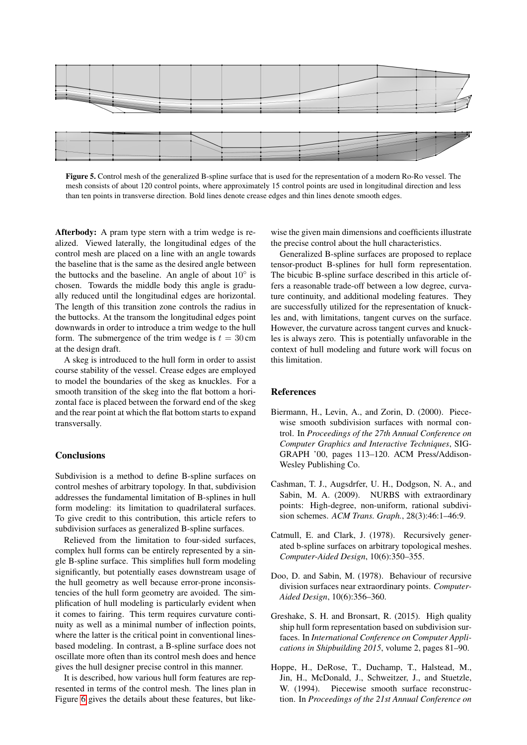Figure 5. Control mesh of the generalized B-spline surface that is used for the representation of a modern Ro-Ro vessel. The mesh consists of about 120 control points, where approximately 15 control points are used in longitudinal direction and less than ten points in transverse direction. Bold lines denote crease edges and thin lines denote smooth edges.

**Afterbody:** A pram type stern with a trim wedge is realized. Viewed laterally, the longitudinal edges of the control mesh are placed on a line with an angle towards the baseline that is the same as the desired angle between the buttocks and the baseline. An angle of about $10^\circ$ is chosen. Towards the middle body this angle is gradually reduced until the longitudinal edges are horizontal. The length of this transition zone controls the radius in the buttocks. At the transom the longitudinal edges point downwards in order to introduce a trim wedge to the hull form. The submergence of the trim wedge is $t = 30\,\text{cm}$ at the design draft.

A skeg is introduced to the hull form in order to assist course stability of the vessel. Crease edges are employed to model the boundaries of the skeg as knuckles. For a smooth transition of the skeg into the flat bottom a horizontal face is placed between the forward end of the skeg and the rear point at which the flat bottom starts to expand transversally.

## Conclusions

Subdivision is a method to define B-spline surfaces on control meshes of arbitrary topology. In that, subdivision addresses the fundamental limitation of B-splines in hull form modeling: its limitation to quadrilateral surfaces. To give credit to this contribution, this article refers to subdivision surfaces as generalized B-spline surfaces.

Relieved from the limitation to four-sided surfaces, complex hull forms can be entirely represented by a single B-spline surface. This simplifies hull form modeling significantly, but potentially eases downstream usage of the hull geometry as well because error-prone inconsistencies of the hull form geometry are avoided. The simplification of hull modeling is particularly evident when it comes to fairing. This term requires curvature continuity as well as a minimal number of inflection points, where the latter is the critical point in conventional lines-based modeling. In contrast, a B-spline surface does not oscillate more often than its control mesh does and hence gives the hull designer precise control in this manner.

It is described, how various hull form features are represented in terms of the control mesh. The lines plan in Figure 6 gives the details about these features, but likewise the given main dimensions and coefficients illustrate the precise control about the hull characteristics.

Generalized B-spline surfaces are proposed to replace tensor-product B-splines for hull form representation. The bicubic B-spline surface described in this article offers a reasonable trade-off between a low degree, curvature continuity, and additional modeling features. They are successfully utilized for the representation of knuckles and, with limitations, tangent curves on the surface. However, the curvature across tangent curves and knuckles is always zero. This is potentially unfavorable in the context of hull modeling and future work will focus on this limitation.

## References

Biermann, H., Levin, A., and Zorin, D. (2000). Piecewise smooth subdivision surfaces with normal control. In *Proceedings of the 27th Annual Conference on Computer Graphics and Interactive Techniques*, SIGGRAPH '00, pages 113–120. ACM Press/Addison-Wesley Publishing Co.

Cashman, T. J., Augsdrfer, U. H., Dodgson, N. A., and Sabin, M. A. (2009). NURBS with extraordinary points: High-degree, non-uniform, rational subdivision schemes. *ACM Trans. Graph.*, 28(3):46:1–46:9.

Catmull, E. and Clark, J. (1978). Recursively generated b-spline surfaces on arbitrary topological meshes. *Computer-Aided Design*, 10(6):350–355.

Doo, D. and Sabin, M. (1978). Behaviour of recursive division surfaces near extraordinary points. *Computer-Aided Design*, 10(6):356–360.

Greshake, S. H. and Bronsart, R. (2015). High quality ship hull form representation based on subdivision surfaces. In *International Conference on Computer Applications in Shipbuilding 2015*, volume 2, pages 81–90.

Hoppe, H., DeRose, T., Duchamp, T., Halstead, M., Jin, H., McDonald, J., Schweitzer, J., and Stuetzle, W. (1994). Piecewise smooth surface reconstruction. In *Proceedings of the 21st Annual Conference on*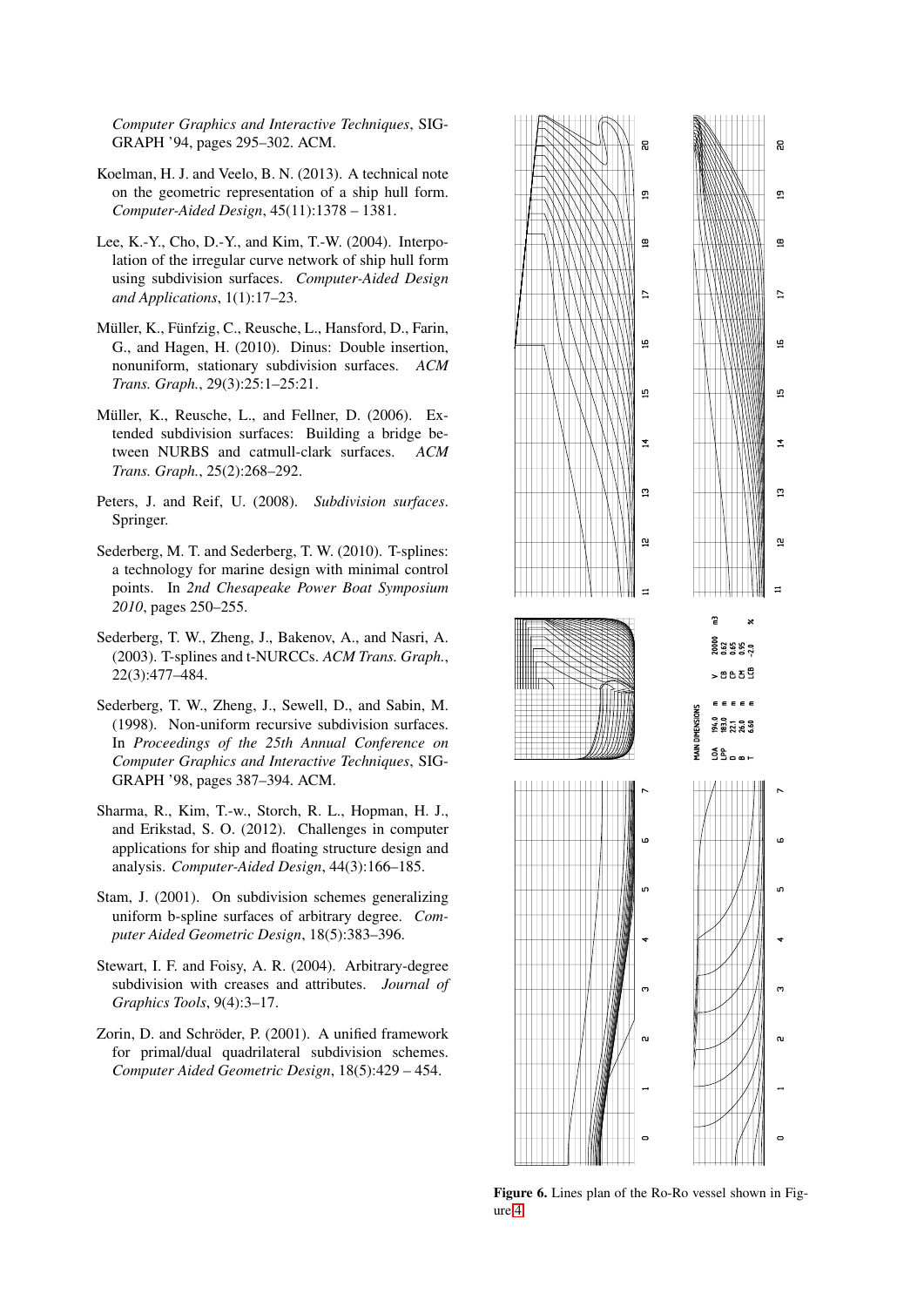Computer Graphics and Interactive Techniques*, SIGGRAPH '94, pages 295–302. ACM.

Koelman, H. J. and Veelo, B. N. (2013). A technical note on the geometric representation of a ship hull form. *Computer-Aided Design*, 45(11):1378 – 1381.

Lee, K.-Y., Cho, D.-Y., and Kim, T.-W. (2004). Interpolation of the irregular curve network of ship hull form using subdivision surfaces. *Computer-Aided Design and Applications*, 1(1):17–23.

Müller, K., Fünfzig, C., Reusche, L., Hansford, D., Farin, G., and Hagen, H. (2010). Dinus: Double insertion, nonuniform, stationary subdivision surfaces. *ACM Trans. Graph.*, 29(3):25:1–25:21.

Müller, K., Reusche, L., and Fellner, D. (2006). Extended subdivision surfaces: Building a bridge between NURBS and catmull-clark surfaces. *ACM Trans. Graph.*, 25(2):268–292.

Peters, J. and Reif, U. (2008). *Subdivision surfaces*. Springer.

Sederberg, M. T. and Sederberg, T. W. (2010). T-splines: a technology for marine design with minimal control points. In *2nd Chesapeake Power Boat Symposium 2010*, pages 250–255.

Sederberg, T. W., Zheng, J., Bakenov, A., and Nasri, A. (2003). T-splines and t-NURCCs. *ACM Trans. Graph.*, 22(3):477–484.

Sederberg, T. W., Zheng, J., Sewell, D., and Sabin, M. (1998). Non-uniform recursive subdivision surfaces. In *Proceedings of the 25th Annual Conference on Computer Graphics and Interactive Techniques*, SIGGRAPH '98, pages 387–394. ACM.

Sharma, R., Kim, T.-w., Storch, R. L., Hopman, H. J., and Erikstad, S. O. (2012). Challenges in computer applications for ship and floating structure design and analysis. *Computer-Aided Design*, 44(3):166–185.

Stam, J. (2001). On subdivision schemes generalizing uniform b-spline surfaces of arbitrary degree. *Computer Aided Geometric Design*, 18(5):383–396.

Stewart, I. F. and Foisy, A. R. (2004). Arbitrary-degree subdivision with creases and attributes. *Journal of Graphics Tools*, 9(4):3–17.

Zorin, D. and Schröder, P. (2001). A unified framework for primal/dual quadrilateral subdivision schemes. *Computer Aided Geometric Design*, 18(5):429 – 454.

20
19
18
17
16
15
14
13
12
11

MAIN DIMENSIONS

LOA 194.0 m
LPP 183.0 m
D 22.1 m
B 26.0 m
T 6.60 m

V 20000 m3
CB 0.62
CP 0.65
CM 0.95
LCB -2.0 %

7
6
5
4
3
2
1
0

**Figure 6.** Lines plan of the Ro-Ro vessel shown in Figure 4.